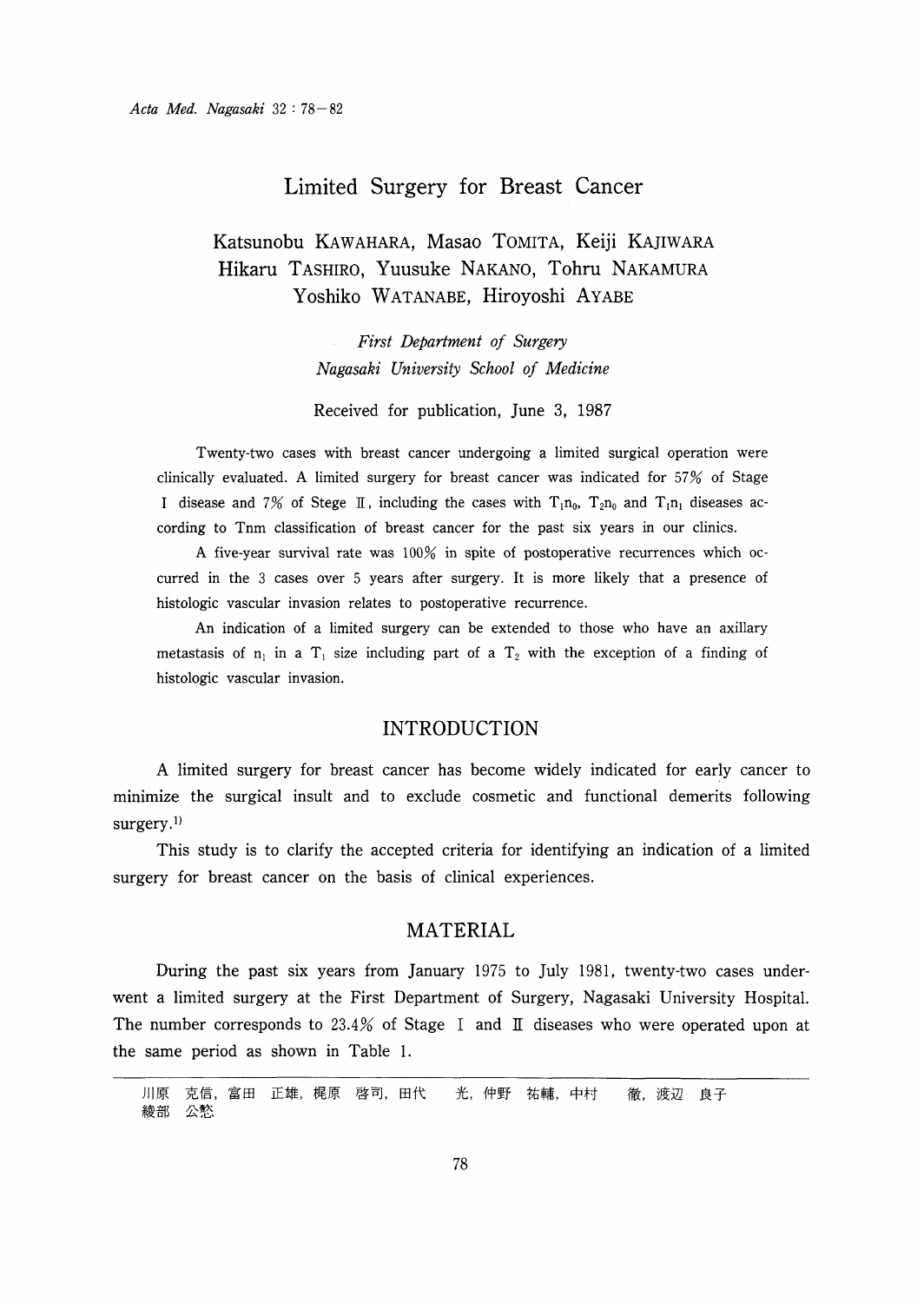# Limited Surgery for Breast Cancer

Katsunobu KAWAHARA, Masao TOMITA, Keiji KAJIWARA
Hikaru TASHIRO, Yuusuke NAKANO, Tohru NAKAMURA
Yoshiko WATANABE, Hiroyoshi AYABE

*First Department of Surgery*
*Nagasaki University School of Medicine*

Received for publication, June 3, 1987

Twenty-two cases with breast cancer undergoing a limited surgical operation were clinically evaluated. A limited surgery for breast cancer was indicated for 57% of Stage I disease and 7% of Stege II, including the cases with $T_1n_0$, $T_2n_0$ and $T_1n_1$ diseases according to Tnm classification of breast cancer for the past six years in our clinics.

A five-year survival rate was 100% in spite of postoperative recurrences which occurred in the 3 cases over 5 years after surgery. It is more likely that a presence of histologic vascular invasion relates to postoperative recurrence.

An indication of a limited surgery can be extended to those who have an axillary metastasis of $n_1$ in a $T_1$ size including part of a $T_2$ with the exception of a finding of histologic vascular invasion.

## INTRODUCTION

A limited surgery for breast cancer has become widely indicated for early cancer to minimize the surgical insult and to exclude cosmetic and functional demerits following surgery.[1]

This study is to clarify the accepted criteria for identifying an indication of a limited surgery for breast cancer on the basis of clinical experiences.

## MATERIAL

During the past six years from January 1975 to July 1981, twenty-two cases underwent a limited surgery at the First Department of Surgery, Nagasaki University Hospital. The number corresponds to 23.4% of Stage I and II diseases who were operated upon at the same period as shown in Table 1.

---

川原 克信, 富田 正雄, 梶原 啓司, 田代 光, 仲野 祐輔, 中村 徹, 渡辺 良子
綾部 公懿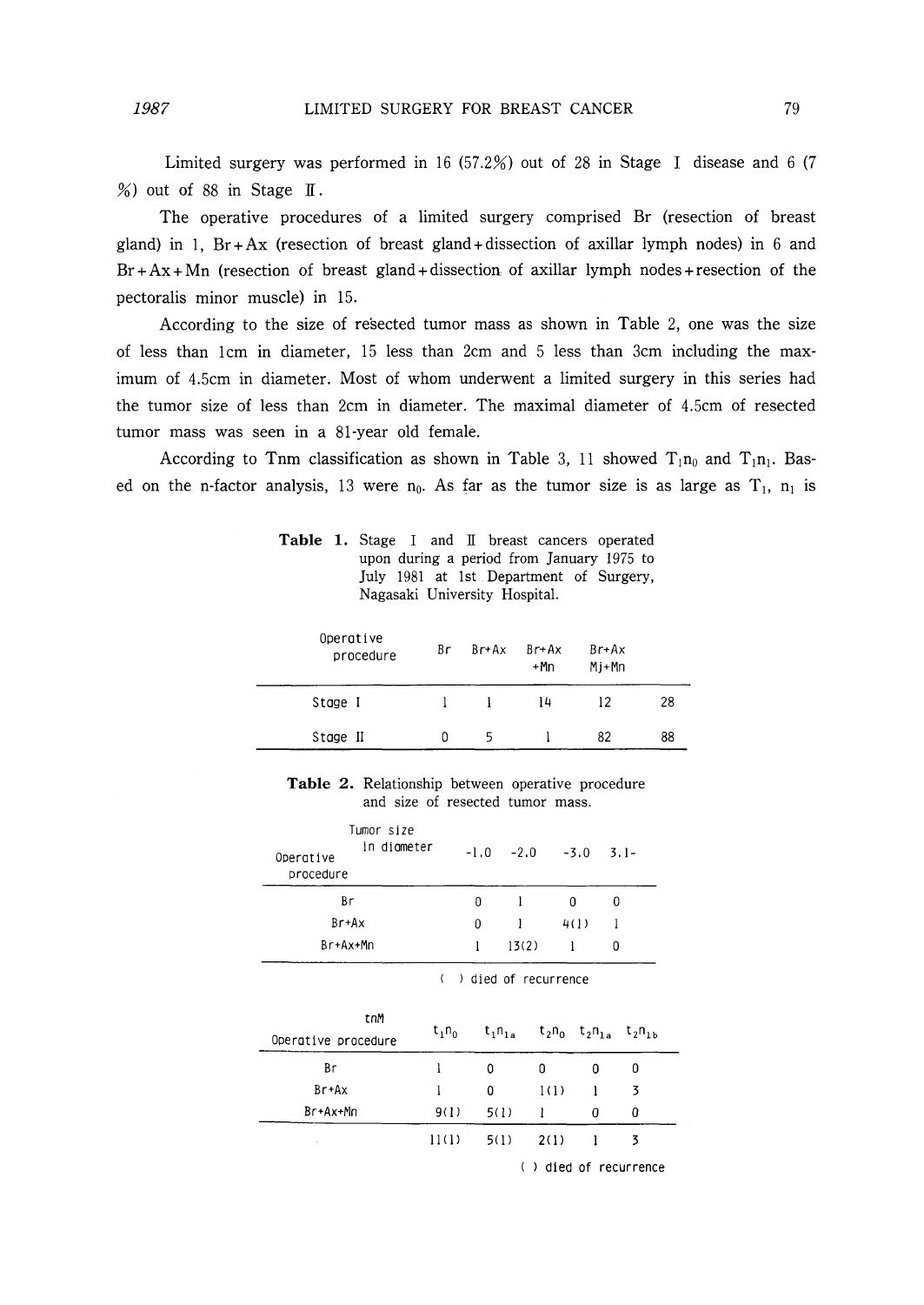Limited surgery was performed in 16 (57.2%) out of 28 in Stage I disease and 6 (7 %) out of 88 in Stage II.

The operative procedures of a limited surgery comprised Br (resection of breast gland) in 1, Br+Ax (resection of breast gland+dissection of axillar lymph nodes) in 6 and Br+Ax+Mn (resection of breast gland+dissection of axillar lymph nodes+resection of the pectoralis minor muscle) in 15.

According to the size of resected tumor mass as shown in Table 2, one was the size of less than 1cm in diameter, 15 less than 2cm and 5 less than 3cm including the maximum of 4.5cm in diameter. Most of whom underwent a limited surgery in this series had the tumor size of less than 2cm in diameter. The maximal diameter of 4.5cm of resected tumor mass was seen in a 81-year old female.

According to Tnm classification as shown in Table 3, 11 showed $T_1n_0$ and $T_1n_1$. Based on the n-factor analysis, 13 were $n_0$. As far as the tumor size is as large as $T_1$, $n_1$ is

**Table 1.** Stage I and II breast cancers operated upon during a period from January 1975 to July 1981 at 1st Department of Surgery, Nagasaki University Hospital.

| Operative procedure | Br | Br+Ax | Br+Ax +Mn | Br+Ax Mj+Mn | |
|---|---|---|---|---|---|
| Stage I | 1 | 1 | 14 | 12 | 28 |
| Stage II | 0 | 5 | 1 | 82 | 88 |

**Table 2.** Relationship between operative procedure and size of resected tumor mass.

| Operative procedure \ Tumor size in diameter | -1.0 | -2.0 | -3.0 | 3.1- |
|---|---|---|---|---|
| Br | 0 | 1 | 0 | 0 |
| Br+Ax | 0 | 1 | 4(1) | 1 |
| Br+Ax+Mn | 1 | 13(2) | 1 | 0 |

( ) died of recurrence

| Operative procedure \ tnM | $t_1n_0$ | $t_1n_{1a}$ | $t_2n_0$ | $t_2n_{1a}$ | $t_2n_{1b}$ |
|---|---|---|---|---|---|
| Br | 1 | 0 | 0 | 0 | 0 |
| Br+Ax | 1 | 0 | 1(1) | 1 | 3 |
| Br+Ax+Mn | 9(1) | 5(1) | 1 | 0 | 0 |
| | 11(1) | 5(1) | 2(1) | 1 | 3 |

( ) died of recurrence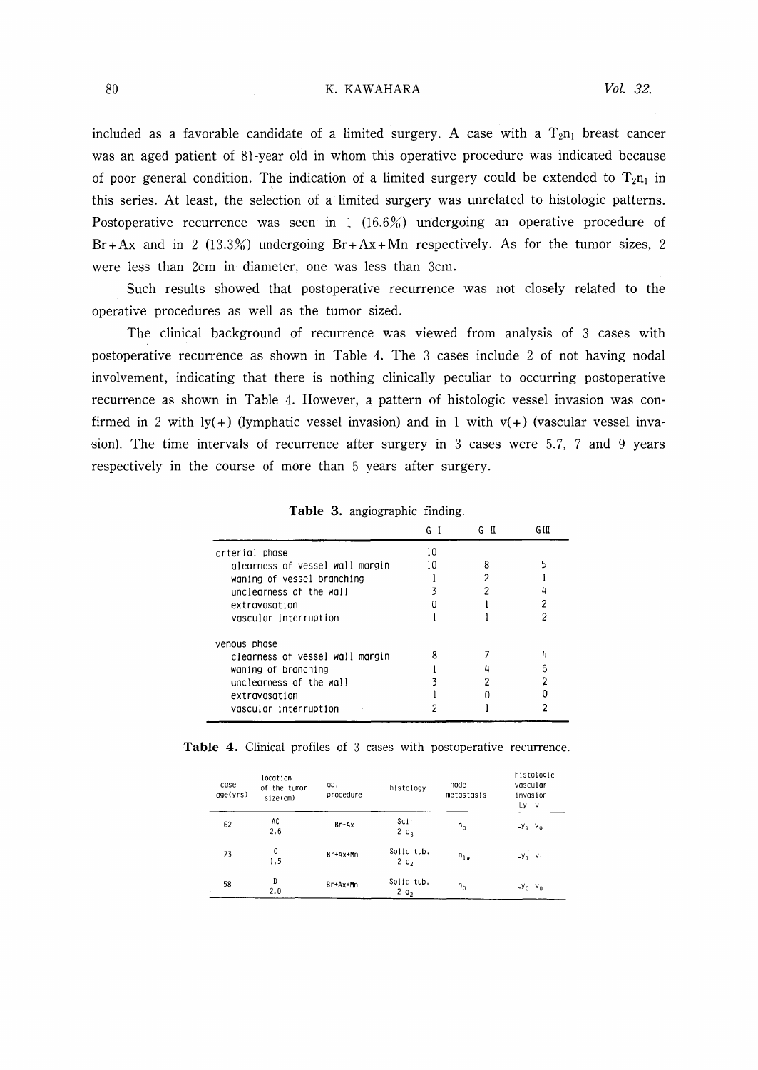included as a favorable candidate of a limited surgery. A case with a $T_2n_1$ breast cancer was an aged patient of 81-year old in whom this operative procedure was indicated because of poor general condition. The indication of a limited surgery could be extended to $T_2n_1$ in this series. At least, the selection of a limited surgery was unrelated to histologic patterns. Postoperative recurrence was seen in 1 (16.6%) undergoing an operative procedure of Br+Ax and in 2 (13.3%) undergoing Br+Ax+Mn respectively. As for the tumor sizes, 2 were less than 2cm in diameter, one was less than 3cm.

Such results showed that postoperative recurrence was not closely related to the operative procedures as well as the tumor sized.

The clinical background of recurrence was viewed from analysis of 3 cases with postoperative recurrence as shown in Table 4. The 3 cases include 2 of not having nodal involvement, indicating that there is nothing clinically peculiar to occurring postoperative recurrence as shown in Table 4. However, a pattern of histologic vessel invasion was confirmed in 2 with ly(+) (lymphatic vessel invasion) and in 1 with v(+) (vascular vessel invasion). The time intervals of recurrence after surgery in 3 cases were 5.7, 7 and 9 years respectively in the course of more than 5 years after surgery.

**Table 3.** angiographic finding.

| | G I | G II | G III |
|---|---|---|---|
| arterial phase | 10 | | |
| clearness of vessel wall margin | 10 | 8 | 5 |
| waning of vessel branching | 1 | 2 | 1 |
| unclearness of the wall | 3 | 2 | 4 |
| extravasation | 0 | 1 | 2 |
| vascular interruption | 1 | 1 | 2 |
| venous phase | | | |
| clearness of vessel wall margin | 8 | 7 | 4 |
| waning of branching | 1 | 4 | 6 |
| unclearness of the wall | 3 | 2 | 2 |
| extravasation | 1 | 0 | 0 |
| vascular interruption | 2 | 1 | 2 |

**Table 4.** Clinical profiles of 3 cases with postoperative recurrence.

| case age(yrs) | location of the tumor size(cm) | op. procedure | histology | node metastasis | histologic vascular invasion Ly v |
|---|---|---|---|---|---|
| 62 | AC 2.6 | Br+Ax | Scir 2 $a_3$ | $n_0$ | $Ly_1$ $v_0$ |
| 73 | C 1.5 | Br+Ax+Mn | Solid tub. 2 $a_2$ | $n_{1\alpha}$ | $Ly_1$ $v_1$ |
| 58 | D 2.0 | Br+Ax+Mn | Solid tub. 2 $a_2$ | $n_0$ | $Ly_0$ $v_0$ |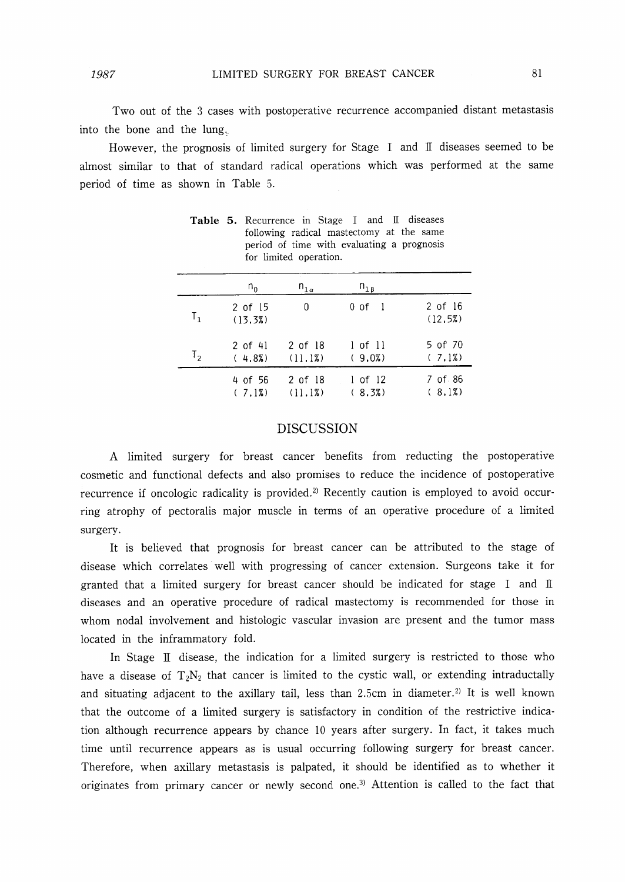Two out of the 3 cases with postoperative recurrence accompanied distant metastasis into the bone and the lung.

However, the prognosis of limited surgery for Stage I and II diseases seemed to be almost similar to that of standard radical operations which was performed at the same period of time as shown in Table 5.

**Table 5.** Recurrence in Stage I and II diseases following radical mastectomy at the same period of time with evaluating a prognosis for limited operation.

| | $n_0$ | $n_{1\alpha}$ | $n_{1\beta}$ | |
|---|---|---|---|---|
| $T_1$ | 2 of 15 (13.3%) | 0 | 0 of 1 | 2 of 16 (12.5%) |
| $T_2$ | 2 of 41 ( 4.8%) | 2 of 18 (11.1%) | 1 of 11 ( 9.0%) | 5 of 70 ( 7.1%) |
| | 4 of 56 ( 7.1%) | 2 of 18 (11.1%) | 1 of 12 ( 8.3%) | 7 of 86 ( 8.1%) |

## DISCUSSION

A limited surgery for breast cancer benefits from reducting the postoperative cosmetic and functional defects and also promises to reduce the incidence of postoperative recurrence if oncologic radicality is provided.[2] Recently caution is employed to avoid occurring atrophy of pectoralis major muscle in terms of an operative procedure of a limited surgery.

It is believed that prognosis for breast cancer can be attributed to the stage of disease which correlates well with progressing of cancer extension. Surgeons take it for granted that a limited surgery for breast cancer should be indicated for stage I and II diseases and an operative procedure of radical mastectomy is recommended for those in whom nodal involvement and histologic vascular invasion are present and the tumor mass located in the inframmatory fold.

In Stage II disease, the indication for a limited surgery is restricted to those who have a disease of $T_2N_2$ that cancer is limited to the cystic wall, or extending intraductally and situating adjacent to the axillary tail, less than 2.5cm in diameter.[2] It is well known that the outcome of a limited surgery is satisfactory in condition of the restrictive indication although recurrence appears by chance 10 years after surgery. In fact, it takes much time until recurrence appears as is usual occurring following surgery for breast cancer. Therefore, when axillary metastasis is palpated, it should be identified as to whether it originates from primary cancer or newly second one.[3] Attention is called to the fact that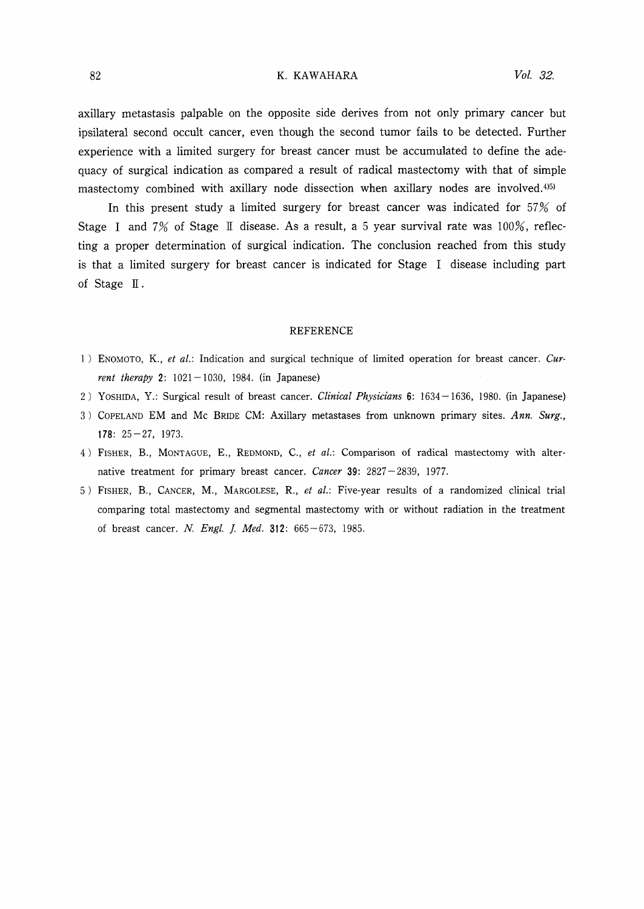axillary metastasis palpable on the opposite side derives from not only primary cancer but ipsilateral second occult cancer, even though the second tumor fails to be detected. Further experience with a limited surgery for breast cancer must be accumulated to define the adequacy of surgical indication as compared a result of radical mastectomy with that of simple mastectomy combined with axillary node dissection when axillary nodes are involved.[4)5)]

In this present study a limited surgery for breast cancer was indicated for 57% of Stage I and 7% of Stage II disease. As a result, a 5 year survival rate was 100%, reflecting a proper determination of surgical indication. The conclusion reached from this study is that a limited surgery for breast cancer is indicated for Stage I disease including part of Stage II.

## REFERENCE

1) ENOMOTO, K., *et al.*: Indication and surgical technique of limited operation for breast cancer. *Current therapy* **2**: 1021−1030, 1984. (in Japanese)
2) YOSHIDA, Y.: Surgical result of breast cancer. *Clinical Physicians* **6**: 1634−1636, 1980. (in Japanese)
3) COPELAND EM and Mc BRIDE CM: Axillary metastases from unknown primary sites. *Ann. Surg.*, **178**: 25−27, 1973.
4) FISHER, B., MONTAGUE, E., REDMOND, C., *et al.*: Comparison of radical mastectomy with alternative treatment for primary breast cancer. *Cancer* **39**: 2827−2839, 1977.
5) FISHER, B., CANCER, M., MARGOLESE, R., *et al.*: Five-year results of a randomized clinical trial comparing total mastectomy and segmental mastectomy with or without radiation in the treatment of breast cancer. *N. Engl. J. Med.* **312**: 665−673, 1985.